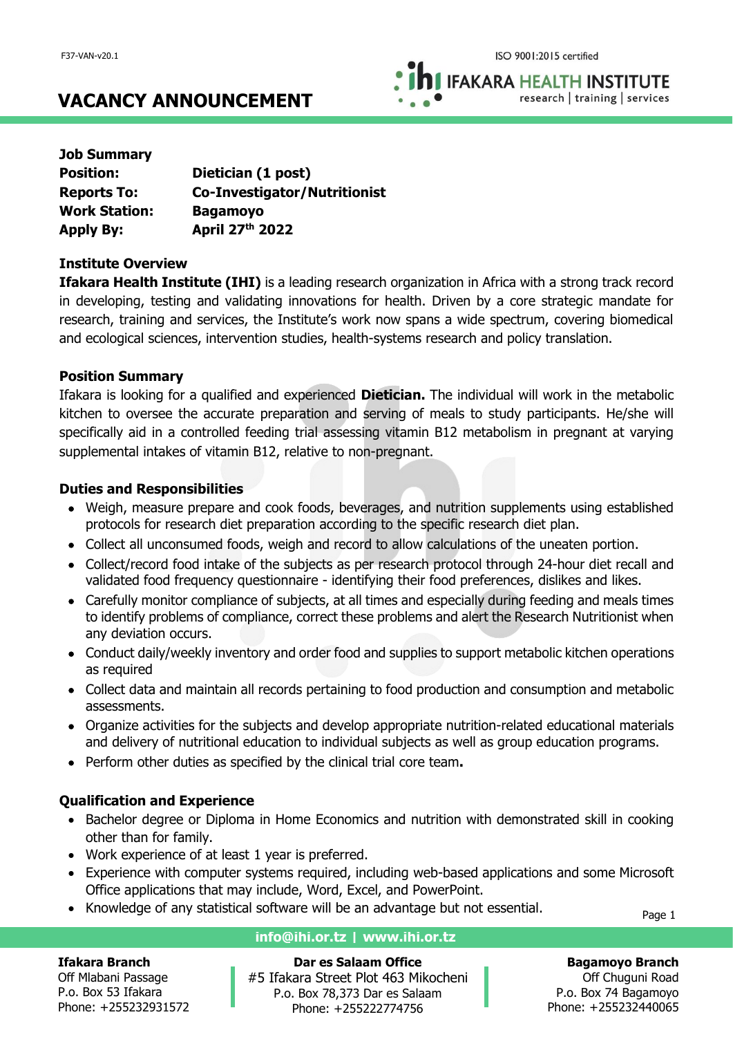F37-VAN-v20.1

ISO 9001:2015 certified

IFAKARA HEALTH INSTITUTE
research | training | services

# VACANCY ANNOUNCEMENT

**Job Summary**

**Position:** **Dietician (1 post)**
**Reports To:** **Co-Investigator/Nutritionist**
**Work Station:** **Bagamoyo**
**Apply By:** **April 27th 2022**

**Institute Overview**

**Ifakara Health Institute (IHI)** is a leading research organization in Africa with a strong track record in developing, testing and validating innovations for health. Driven by a core strategic mandate for research, training and services, the Institute's work now spans a wide spectrum, covering biomedical and ecological sciences, intervention studies, health-systems research and policy translation.

**Position Summary**

Ifakara is looking for a qualified and experienced **Dietician.** The individual will work in the metabolic kitchen to oversee the accurate preparation and serving of meals to study participants. He/she will specifically aid in a controlled feeding trial assessing vitamin B12 metabolism in pregnant at varying supplemental intakes of vitamin B12, relative to non-pregnant.

**Duties and Responsibilities**

- Weigh, measure prepare and cook foods, beverages, and nutrition supplements using established protocols for research diet preparation according to the specific research diet plan.
- Collect all unconsumed foods, weigh and record to allow calculations of the uneaten portion.
- Collect/record food intake of the subjects as per research protocol through 24-hour diet recall and validated food frequency questionnaire - identifying their food preferences, dislikes and likes.
- Carefully monitor compliance of subjects, at all times and especially during feeding and meals times to identify problems of compliance, correct these problems and alert the Research Nutritionist when any deviation occurs.
- Conduct daily/weekly inventory and order food and supplies to support metabolic kitchen operations as required
- Collect data and maintain all records pertaining to food production and consumption and metabolic assessments.
- Organize activities for the subjects and develop appropriate nutrition-related educational materials and delivery of nutritional education to individual subjects as well as group education programs.
- Perform other duties as specified by the clinical trial core team**.**

**Qualification and Experience**

- Bachelor degree or Diploma in Home Economics and nutrition with demonstrated skill in cooking other than for family.
- Work experience of at least 1 year is preferred.
- Experience with computer systems required, including web-based applications and some Microsoft Office applications that may include, Word, Excel, and PowerPoint.
- Knowledge of any statistical software will be an advantage but not essential.

**info@ihi.or.tz | www.ihi.or.tz**

**Ifakara Branch**
Off Mlabani Passage
P.o. Box 53 Ifakara
Phone: +255232931572

**Dar es Salaam Office**
#5 Ifakara Street Plot 463 Mikocheni
P.o. Box 78,373 Dar es Salaam
Phone: +255222774756

**Bagamoyo Branch**
Off Chuguni Road
P.o. Box 74 Bagamoyo
Phone: +255232440065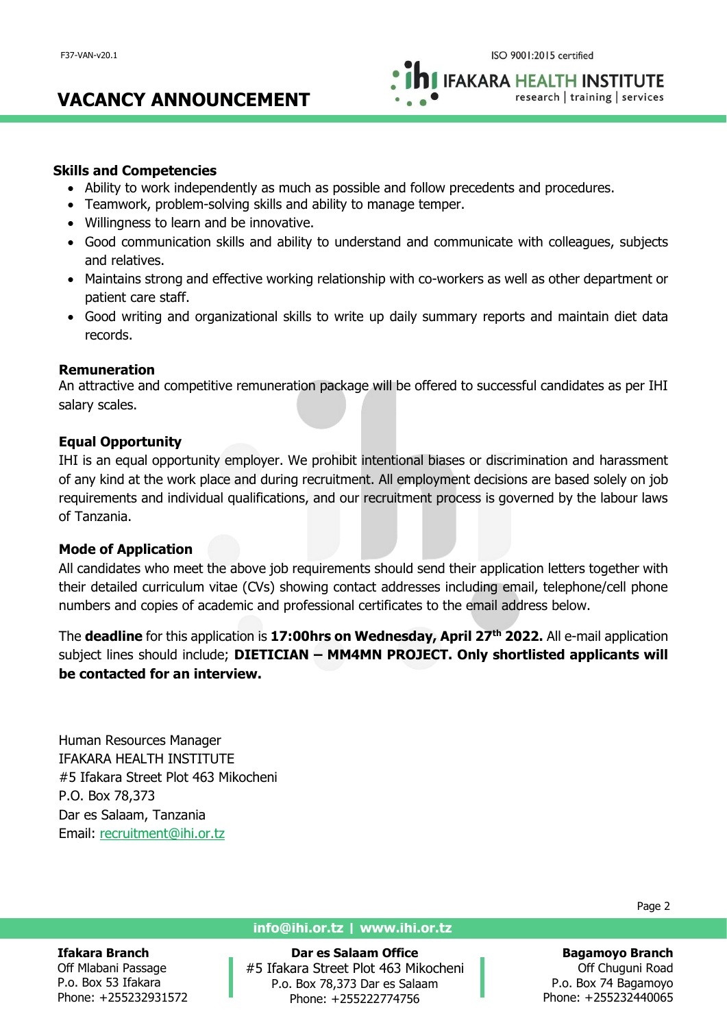### Skills and Competencies

- Ability to work independently as much as possible and follow precedents and procedures.
- Teamwork, problem-solving skills and ability to manage temper.
- Willingness to learn and be innovative.
- Good communication skills and ability to understand and communicate with colleagues, subjects and relatives.
- Maintains strong and effective working relationship with co-workers as well as other department or patient care staff.
- Good writing and organizational skills to write up daily summary reports and maintain diet data records.

### Remuneration

An attractive and competitive remuneration package will be offered to successful candidates as per IHI salary scales.

### Equal Opportunity

IHI is an equal opportunity employer. We prohibit intentional biases or discrimination and harassment of any kind at the work place and during recruitment. All employment decisions are based solely on job requirements and individual qualifications, and our recruitment process is governed by the labour laws of Tanzania.

### Mode of Application

All candidates who meet the above job requirements should send their application letters together with their detailed curriculum vitae (CVs) showing contact addresses including email, telephone/cell phone numbers and copies of academic and professional certificates to the email address below.

The **deadline** for this application is **17:00hrs on Wednesday, April 27th 2022.** All e-mail application subject lines should include; **DIETICIAN – MM4MN PROJECT. Only shortlisted applicants will be contacted for an interview.**

Human Resources Manager
IFAKARA HEALTH INSTITUTE
#5 Ifakara Street Plot 463 Mikocheni
P.O. Box 78,373
Dar es Salaam, Tanzania
Email: recruitment@ihi.or.tz